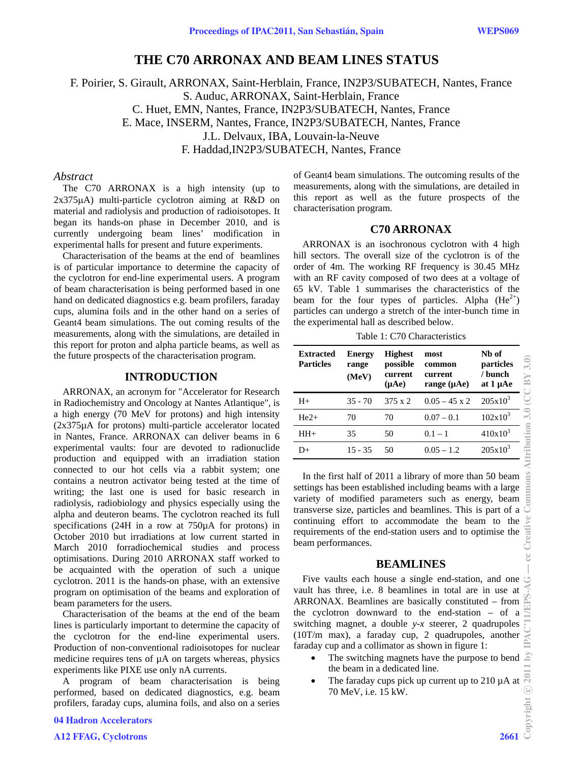# THE C70 ARRONAX AND BEAM LINES STATUS

F. Poirier, S. Girault, ARRONAX, Saint-Herblain, France, IN2P3/SUBATECH, Nantes, France
S. Auduc, ARRONAX, Saint-Herblain, France
C. Huet, EMN, Nantes, France, IN2P3/SUBATECH, Nantes, France
E. Mace, INSERM, Nantes, France, IN2P3/SUBATECH, Nantes, France
J.L. Delvaux, IBA, Louvain-la-Neuve
F. Haddad,IN2P3/SUBATECH, Nantes, France

## *Abstract*

The C70 ARRONAX is a high intensity (up to 2x375µA) multi-particle cyclotron aiming at R&D on material and radiolysis and production of radioisotopes. It began its hands-on phase in December 2010, and is currently undergoing beam lines' modification in experimental halls for present and future experiments.

Characterisation of the beams at the end of beamlines is of particular importance to determine the capacity of the cyclotron for end-line experimental users. A program of beam characterisation is being performed based in one hand on dedicated diagnostics e.g. beam profilers, faraday cups, alumina foils and in the other hand on a series of Geant4 beam simulations. The out coming results of the measurements, along with the simulations, are detailed in this report for proton and alpha particle beams, as well as the future prospects of the characterisation program.

## INTRODUCTION

ARRONAX, an acronym for "Accelerator for Research in Radiochemistry and Oncology at Nantes Atlantique", is a high energy (70 MeV for protons) and high intensity (2x375µA for protons) multi-particle accelerator located in Nantes, France. ARRONAX can deliver beams in 6 experimental vaults: four are devoted to radionuclide production and equipped with an irradiation station connected to our hot cells via a rabbit system; one contains a neutron activator being tested at the time of writing; the last one is used for basic research in radiolysis, radiobiology and physics especially using the alpha and deuteron beams. The cyclotron reached its full specifications (24H in a row at 750µA for protons) in October 2010 but irradiations at low current started in March 2010 forradiochemical studies and process optimisations. During 2010 ARRONAX staff worked to be acquainted with the operation of such a unique cyclotron. 2011 is the hands-on phase, with an extensive program on optimisation of the beams and exploration of beam parameters for the users.

Characterisation of the beams at the end of the beam lines is particularly important to determine the capacity of the cyclotron for the end-line experimental users. Production of non-conventional radioisotopes for nuclear medicine requires tens of µA on targets whereas, physics experiments like PIXE use only nA currents.

A program of beam characterisation is being performed, based on dedicated diagnostics, e.g. beam profilers, faraday cups, alumina foils, and also on a series of Geant4 beam simulations. The outcoming results of the measurements, along with the simulations, are detailed in this report as well as the future prospects of the characterisation program.

## C70 ARRONAX

ARRONAX is an isochronous cyclotron with 4 high hill sectors. The overall size of the cyclotron is of the order of 4m. The working RF frequency is 30.45 MHz with an RF cavity composed of two dees at a voltage of 65 kV. Table 1 summarises the characteristics of the beam for the four types of particles. Alpha ($He^{2+}$) particles can undergo a stretch of the inter-bunch time in the experimental hall as described below.

Table 1: C70 Characteristics

| Extracted Particles | Energy range (MeV) | Highest possible current (µAe) | most common current range (µAe) | Nb of particles / bunch at 1 µAe |
|---|---|---|---|---|
| H+ | 35 - 70 | 375 x 2 | 0.05 – 45 x 2 | 205x10$^3$ |
| He2+ | 70 | 70 | 0.07 – 0.1 | 102x10$^3$ |
| HH+ | 35 | 50 | 0.1 – 1 | 410x10$^3$ |
| D+ | 15 - 35 | 50 | 0.05 – 1.2 | 205x10$^3$ |

In the first half of 2011 a library of more than 50 beam settings has been established including beams with a large variety of modified parameters such as energy, beam transverse size, particles and beamlines. This is part of a continuing effort to accommodate the beam to the requirements of the end-station users and to optimise the beam performances.

## BEAMLINES

Five vaults each house a single end-station, and one vault has three, i.e. 8 beamlines in total are in use at ARRONAX. Beamlines are basically constituted – from the cyclotron downward to the end-station – of a switching magnet, a double *y-x* steerer, 2 quadrupoles (10T/m max), a faraday cup, 2 quadrupoles, another faraday cup and a collimator as shown in figure 1:

- The switching magnets have the purpose to bend the beam in a dedicated line.
- The faraday cups pick up current up to 210 µA at 70 MeV, i.e. 15 kW.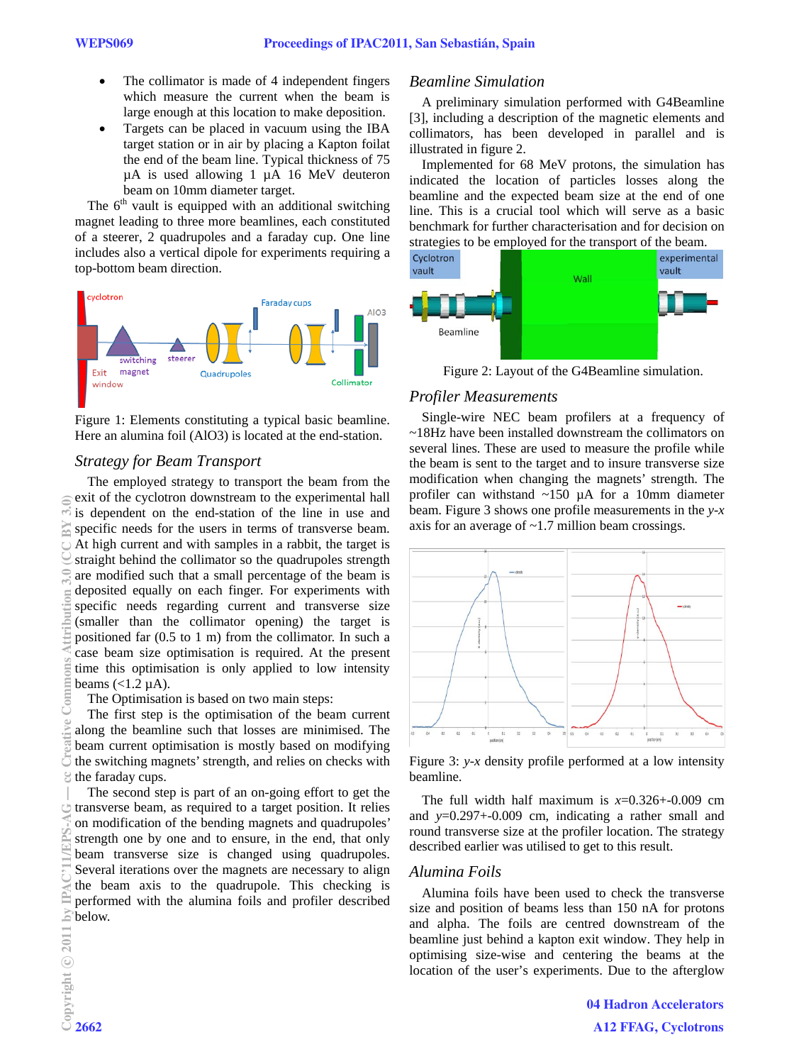- The collimator is made of 4 independent fingers which measure the current when the beam is large enough at this location to make deposition.
- Targets can be placed in vacuum using the IBA target station or in air by placing a Kapton foilat the end of the beam line. Typical thickness of 75 µA is used allowing 1 µA 16 MeV deuteron beam on 10mm diameter target.

The 6[th] vault is equipped with an additional switching magnet leading to three more beamlines, each constituted of a steerer, 2 quadrupoles and a faraday cup. One line includes also a vertical dipole for experiments requiring a top-bottom beam direction.

Figure 1: Elements constituting a typical basic beamline. Here an alumina foil (AlO3) is located at the end-station.

### *Strategy for Beam Transport*

The employed strategy to transport the beam from the exit of the cyclotron downstream to the experimental hall is dependent on the end-station of the line in use and specific needs for the users in terms of transverse beam. At high current and with samples in a rabbit, the target is straight behind the collimator so the quadrupoles strength are modified such that a small percentage of the beam is deposited equally on each finger. For experiments with specific needs regarding current and transverse size (smaller than the collimator opening) the target is positioned far (0.5 to 1 m) from the collimator. In such a case beam size optimisation is required. At the present time this optimisation is only applied to low intensity beams (<1.2 µA).

The Optimisation is based on two main steps:

The first step is the optimisation of the beam current along the beamline such that losses are minimised. The beam current optimisation is mostly based on modifying the switching magnets' strength, and relies on checks with the faraday cups.

The second step is part of an on-going effort to get the transverse beam, as required to a target position. It relies on modification of the bending magnets and quadrupoles' strength one by one and to ensure, in the end, that only beam transverse size is changed using quadrupoles. Several iterations over the magnets are necessary to align the beam axis to the quadrupole. This checking is performed with the alumina foils and profiler described below.

### *Beamline Simulation*

A preliminary simulation performed with G4Beamline [3], including a description of the magnetic elements and collimators, has been developed in parallel and is illustrated in figure 2.

Implemented for 68 MeV protons, the simulation has indicated the location of particles losses along the beamline and the expected beam size at the end of one line. This is a crucial tool which will serve as a basic benchmark for further characterisation and for decision on strategies to be employed for the transport of the beam.

Figure 2: Layout of the G4Beamline simulation.

### *Profiler Measurements*

Single-wire NEC beam profilers at a frequency of ~18Hz have been installed downstream the collimators on several lines. These are used to measure the profile while the beam is sent to the target and to insure transverse size modification when changing the magnets' strength. The profiler can withstand ~150 µA for a 10mm diameter beam. Figure 3 shows one profile measurements in the *y-x* axis for an average of ~1.7 million beam crossings.

Figure 3: *y-x* density profile performed at a low intensity beamline.

The full width half maximum is $x$=0.326+-0.009 cm and $y$=0.297+-0.009 cm, indicating a rather small and round transverse size at the profiler location. The strategy described earlier was utilised to get to this result.

### *Alumina Foils*

Alumina foils have been used to check the transverse size and position of beams less than 150 nA for protons and alpha. The foils are centred downstream of the beamline just behind a kapton exit window. They help in optimising size-wise and centering the beams at the location of the user's experiments. Due to the afterglow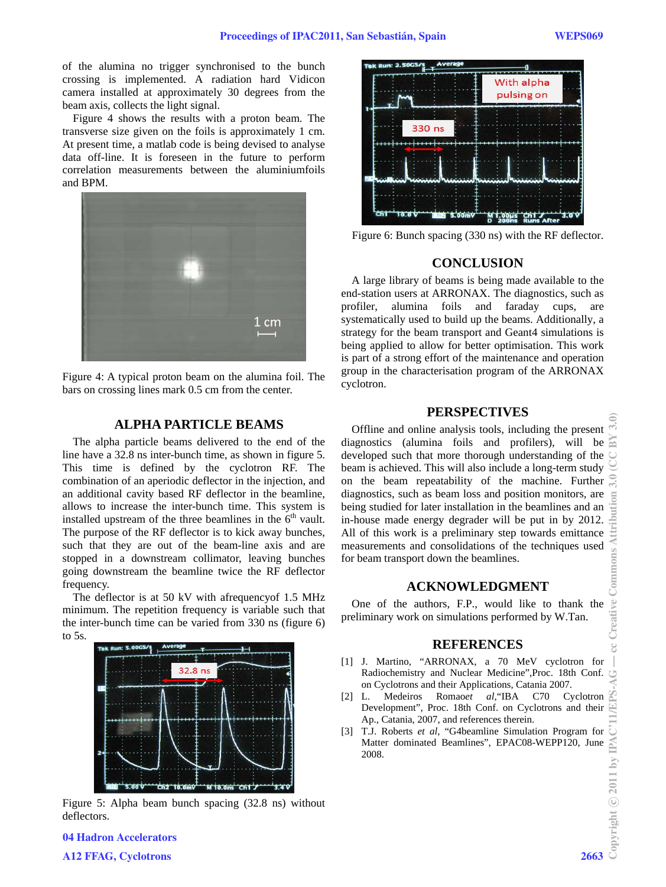of the alumina no trigger synchronised to the bunch crossing is implemented. A radiation hard Vidicon camera installed at approximately 30 degrees from the beam axis, collects the light signal.

Figure 4 shows the results with a proton beam. The transverse size given on the foils is approximately 1 cm. At present time, a matlab code is being devised to analyse data off-line. It is foreseen in the future to perform correlation measurements between the aluminiumfoils and BPM.

1 cm

Figure 4: A typical proton beam on the alumina foil. The bars on crossing lines mark 0.5 cm from the center.

## ALPHA PARTICLE BEAMS

The alpha particle beams delivered to the end of the line have a 32.8 ns inter-bunch time, as shown in figure 5. This time is defined by the cyclotron RF. The combination of an aperiodic deflector in the injection, and an additional cavity based RF deflector in the beamline, allows to increase the inter-bunch time. This system is installed upstream of the three beamlines in the 6th vault. The purpose of the RF deflector is to kick away bunches, such that they are out of the beam-line axis and are stopped in a downstream collimator, leaving bunches going downstream the beamline twice the RF deflector frequency.

The deflector is at 50 kV with afrequencyof 1.5 MHz minimum. The repetition frequency is variable such that the inter-bunch time can be varied from 330 ns (figure 6) to 5s.

32.8 ns

Figure 5: Alpha beam bunch spacing (32.8 ns) without deflectors.

With alpha pulsing on

330 ns

Figure 6: Bunch spacing (330 ns) with the RF deflector.

## CONCLUSION

A large library of beams is being made available to the end-station users at ARRONAX. The diagnostics, such as profiler, alumina foils and faraday cups, are systematically used to build up the beams. Additionally, a strategy for the beam transport and Geant4 simulations is being applied to allow for better optimisation. This work is part of a strong effort of the maintenance and operation group in the characterisation program of the ARRONAX cyclotron.

## PERSPECTIVES

Offline and online analysis tools, including the present diagnostics (alumina foils and profilers), will be developed such that more thorough understanding of the beam is achieved. This will also include a long-term study on the beam repeatability of the machine. Further diagnostics, such as beam loss and position monitors, are being studied for later installation in the beamlines and an in-house made energy degrader will be put in by 2012. All of this work is a preliminary step towards emittance measurements and consolidations of the techniques used for beam transport down the beamlines.

## ACKNOWLEDGMENT

One of the authors, F.P., would like to thank the preliminary work on simulations performed by W.Tan.

## REFERENCES

[1] J. Martino, "ARRONAX, a 70 MeV cyclotron for Radiochemistry and Nuclear Medicine",Proc. 18th Conf. on Cyclotrons and their Applications, Catania 2007.

[2] L. Medeiros Romao*et al*,"IBA C70 Cyclotron Development", Proc. 18th Conf. on Cyclotrons and their Ap., Catania, 2007, and references therein.

[3] T.J. Roberts *et al*, "G4beamline Simulation Program for Matter dominated Beamlines", EPAC08-WEPP120, June 2008.